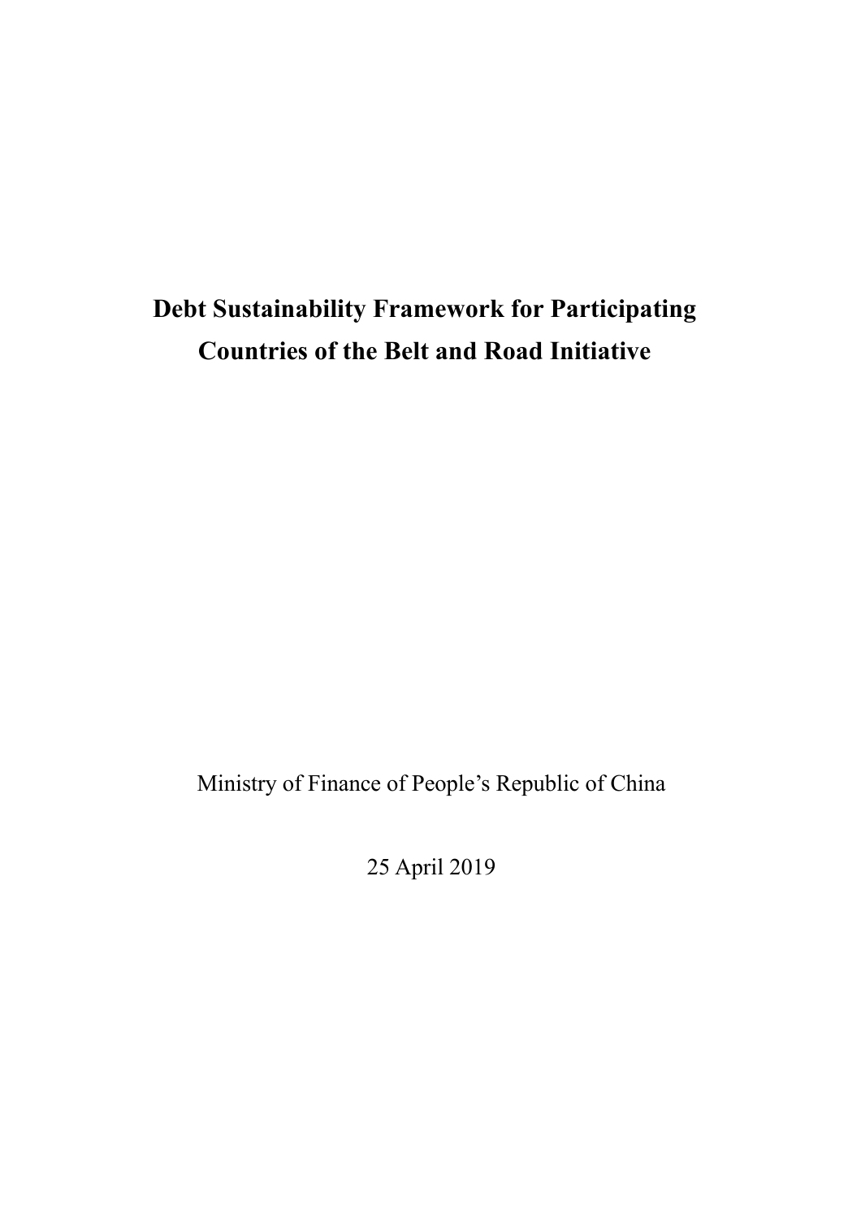# Debt Sustainability Framework for Participating Countries of the Belt and Road Initiative

Ministry of Finance of People's Republic of China

25 April 2019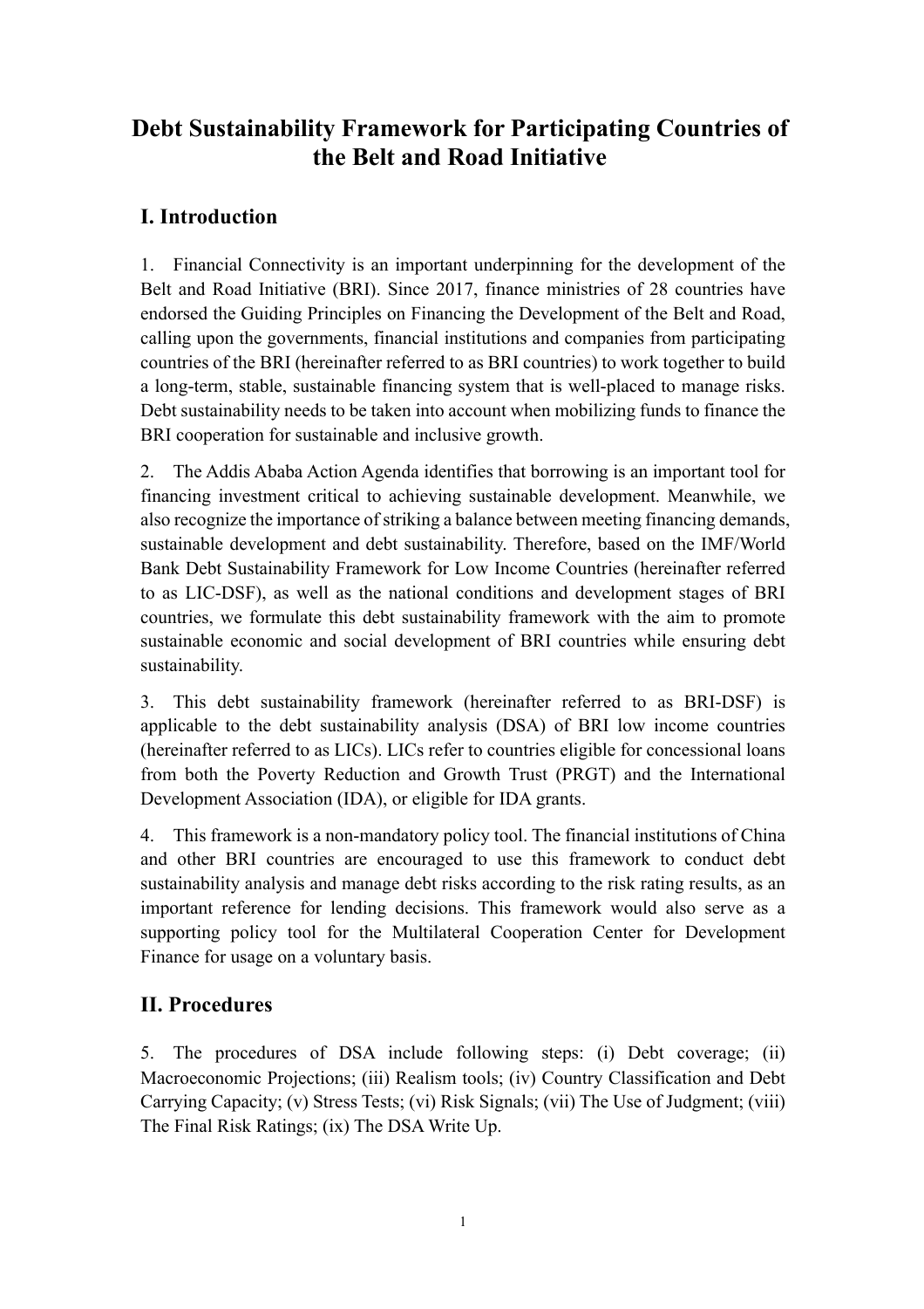# Debt Sustainability Framework for Participating Countries of the Belt and Road Initiative

## I. Introduction

1. Financial Connectivity is an important underpinning for the development of the Belt and Road Initiative (BRI). Since 2017, finance ministries of 28 countries have endorsed the Guiding Principles on Financing the Development of the Belt and Road, calling upon the governments, financial institutions and companies from participating countries of the BRI (hereinafter referred to as BRI countries) to work together to build a long-term, stable, sustainable financing system that is well-placed to manage risks. Debt sustainability needs to be taken into account when mobilizing funds to finance the BRI cooperation for sustainable and inclusive growth.

2. The Addis Ababa Action Agenda identifies that borrowing is an important tool for financing investment critical to achieving sustainable development. Meanwhile, we also recognize the importance of striking a balance between meeting financing demands, sustainable development and debt sustainability. Therefore, based on the IMF/World Bank Debt Sustainability Framework for Low Income Countries (hereinafter referred to as LIC-DSF), as well as the national conditions and development stages of BRI countries, we formulate this debt sustainability framework with the aim to promote sustainable economic and social development of BRI countries while ensuring debt sustainability.

3. This debt sustainability framework (hereinafter referred to as BRI-DSF) is applicable to the debt sustainability analysis (DSA) of BRI low income countries (hereinafter referred to as LICs). LICs refer to countries eligible for concessional loans from both the Poverty Reduction and Growth Trust (PRGT) and the International Development Association (IDA), or eligible for IDA grants.

4. This framework is a non-mandatory policy tool. The financial institutions of China and other BRI countries are encouraged to use this framework to conduct debt sustainability analysis and manage debt risks according to the risk rating results, as an important reference for lending decisions. This framework would also serve as a supporting policy tool for the Multilateral Cooperation Center for Development Finance for usage on a voluntary basis.

## II. Procedures

5. The procedures of DSA include following steps: (i) Debt coverage; (ii) Macroeconomic Projections; (iii) Realism tools; (iv) Country Classification and Debt Carrying Capacity; (v) Stress Tests; (vi) Risk Signals; (vii) The Use of Judgment; (viii) The Final Risk Ratings; (ix) The DSA Write Up.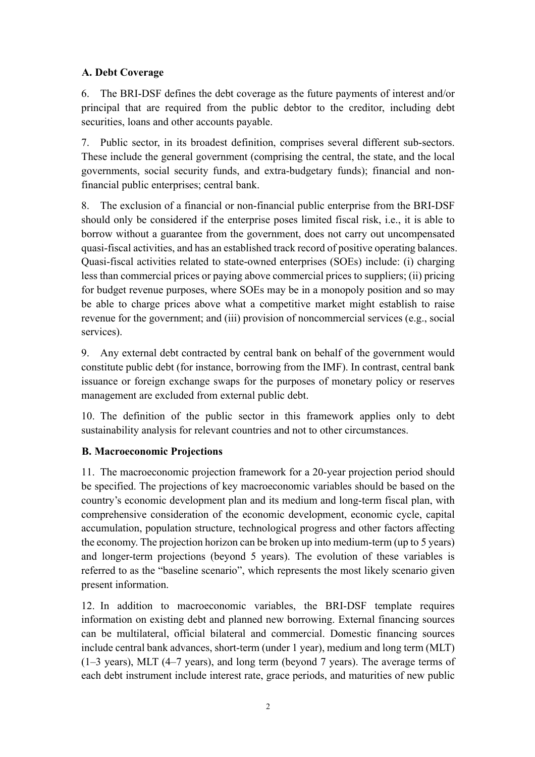### A. Debt Coverage

6. The BRI-DSF defines the debt coverage as the future payments of interest and/or principal that are required from the public debtor to the creditor, including debt securities, loans and other accounts payable.

7. Public sector, in its broadest definition, comprises several different sub-sectors. These include the general government (comprising the central, the state, and the local governments, social security funds, and extra-budgetary funds); financial and non-financial public enterprises; central bank.

8. The exclusion of a financial or non-financial public enterprise from the BRI-DSF should only be considered if the enterprise poses limited fiscal risk, i.e., it is able to borrow without a guarantee from the government, does not carry out uncompensated quasi-fiscal activities, and has an established track record of positive operating balances. Quasi-fiscal activities related to state-owned enterprises (SOEs) include: (i) charging less than commercial prices or paying above commercial prices to suppliers; (ii) pricing for budget revenue purposes, where SOEs may be in a monopoly position and so may be able to charge prices above what a competitive market might establish to raise revenue for the government; and (iii) provision of noncommercial services (e.g., social services).

9. Any external debt contracted by central bank on behalf of the government would constitute public debt (for instance, borrowing from the IMF). In contrast, central bank issuance or foreign exchange swaps for the purposes of monetary policy or reserves management are excluded from external public debt.

10. The definition of the public sector in this framework applies only to debt sustainability analysis for relevant countries and not to other circumstances.

### B. Macroeconomic Projections

11. The macroeconomic projection framework for a 20-year projection period should be specified. The projections of key macroeconomic variables should be based on the country's economic development plan and its medium and long-term fiscal plan, with comprehensive consideration of the economic development, economic cycle, capital accumulation, population structure, technological progress and other factors affecting the economy. The projection horizon can be broken up into medium-term (up to 5 years) and longer-term projections (beyond 5 years). The evolution of these variables is referred to as the "baseline scenario", which represents the most likely scenario given present information.

12. In addition to macroeconomic variables, the BRI-DSF template requires information on existing debt and planned new borrowing. External financing sources can be multilateral, official bilateral and commercial. Domestic financing sources include central bank advances, short-term (under 1 year), medium and long term (MLT) (1–3 years), MLT (4–7 years), and long term (beyond 7 years). The average terms of each debt instrument include interest rate, grace periods, and maturities of new public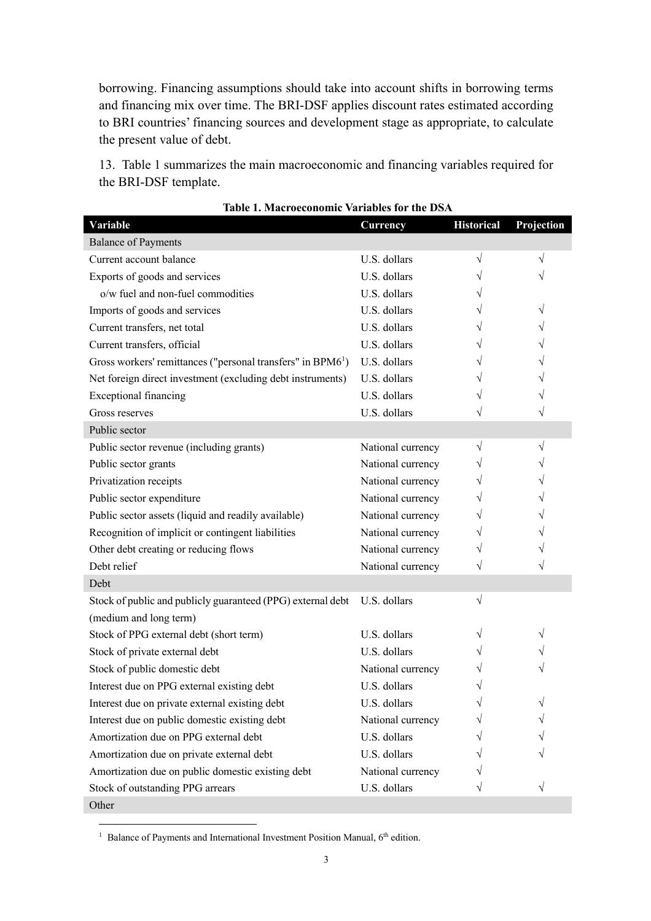borrowing. Financing assumptions should take into account shifts in borrowing terms and financing mix over time. The BRI-DSF applies discount rates estimated according to BRI countries' financing sources and development stage as appropriate, to calculate the present value of debt.

13. Table 1 summarizes the main macroeconomic and financing variables required for the BRI-DSF template.

**Table 1. Macroeconomic Variables for the DSA**

| Variable | Currency | Historical | Projection |
|---|---|---|---|
| Balance of Payments | | | |
| Current account balance | U.S. dollars | √ | √ |
| Exports of goods and services | U.S. dollars | √ | √ |
| o/w fuel and non-fuel commodities | U.S. dollars | √ | |
| Imports of goods and services | U.S. dollars | √ | √ |
| Current transfers, net total | U.S. dollars | √ | √ |
| Current transfers, official | U.S. dollars | √ | √ |
| Gross workers' remittances ("personal transfers" in BPM6[1]) | U.S. dollars | √ | √ |
| Net foreign direct investment (excluding debt instruments) | U.S. dollars | √ | √ |
| Exceptional financing | U.S. dollars | √ | √ |
| Gross reserves | U.S. dollars | √ | √ |
| Public sector | | | |
| Public sector revenue (including grants) | National currency | √ | √ |
| Public sector grants | National currency | √ | √ |
| Privatization receipts | National currency | √ | √ |
| Public sector expenditure | National currency | √ | √ |
| Public sector assets (liquid and readily available) | National currency | √ | √ |
| Recognition of implicit or contingent liabilities | National currency | √ | √ |
| Other debt creating or reducing flows | National currency | √ | √ |
| Debt relief | National currency | √ | √ |
| Debt | | | |
| Stock of public and publicly guaranteed (PPG) external debt (medium and long term) | U.S. dollars | √ | |
| Stock of PPG external debt (short term) | U.S. dollars | √ | √ |
| Stock of private external debt | U.S. dollars | √ | √ |
| Stock of public domestic debt | National currency | √ | √ |
| Interest due on PPG external existing debt | U.S. dollars | √ | |
| Interest due on private external existing debt | U.S. dollars | √ | √ |
| Interest due on public domestic existing debt | National currency | √ | √ |
| Amortization due on PPG external debt | U.S. dollars | √ | √ |
| Amortization due on private external debt | U.S. dollars | √ | √ |
| Amortization due on public domestic existing debt | National currency | √ | |
| Stock of outstanding PPG arrears | U.S. dollars | √ | √ |
| Other | | | |

[1] Balance of Payments and International Investment Position Manual, 6th edition.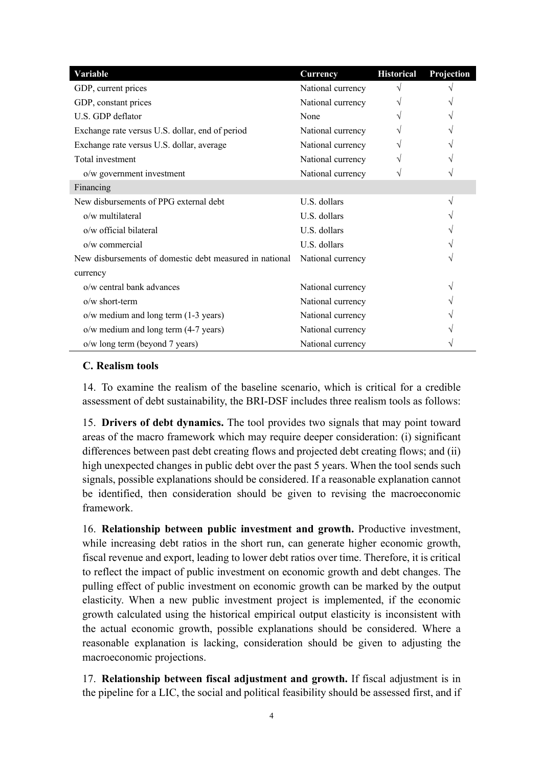| Variable | Currency | Historical | Projection |
| --- | --- | --- | --- |
| GDP, current prices | National currency | √ | √ |
| GDP, constant prices | National currency | √ | √ |
| U.S. GDP deflator | None | √ | √ |
| Exchange rate versus U.S. dollar, end of period | National currency | √ | √ |
| Exchange rate versus U.S. dollar, average | National currency | √ | √ |
| Total investment | National currency | √ | √ |
| o/w government investment | National currency | √ | √ |
| Financing | | | |
| New disbursements of PPG external debt | U.S. dollars | | √ |
| o/w multilateral | U.S. dollars | | √ |
| o/w official bilateral | U.S. dollars | | √ |
| o/w commercial | U.S. dollars | | √ |
| New disbursements of domestic debt measured in national currency | National currency | | √ |
| o/w central bank advances | National currency | | √ |
| o/w short-term | National currency | | √ |
| o/w medium and long term (1-3 years) | National currency | | √ |
| o/w medium and long term (4-7 years) | National currency | | √ |
| o/w long term (beyond 7 years) | National currency | | √ |

### C. Realism tools

14. To examine the realism of the baseline scenario, which is critical for a credible assessment of debt sustainability, the BRI-DSF includes three realism tools as follows:

15. **Drivers of debt dynamics.** The tool provides two signals that may point toward areas of the macro framework which may require deeper consideration: (i) significant differences between past debt creating flows and projected debt creating flows; and (ii) high unexpected changes in public debt over the past 5 years. When the tool sends such signals, possible explanations should be considered. If a reasonable explanation cannot be identified, then consideration should be given to revising the macroeconomic framework.

16. **Relationship between public investment and growth.** Productive investment, while increasing debt ratios in the short run, can generate higher economic growth, fiscal revenue and export, leading to lower debt ratios over time. Therefore, it is critical to reflect the impact of public investment on economic growth and debt changes. The pulling effect of public investment on economic growth can be marked by the output elasticity. When a new public investment project is implemented, if the economic growth calculated using the historical empirical output elasticity is inconsistent with the actual economic growth, possible explanations should be considered. Where a reasonable explanation is lacking, consideration should be given to adjusting the macroeconomic projections.

17. **Relationship between fiscal adjustment and growth.** If fiscal adjustment is in the pipeline for a LIC, the social and political feasibility should be assessed first, and if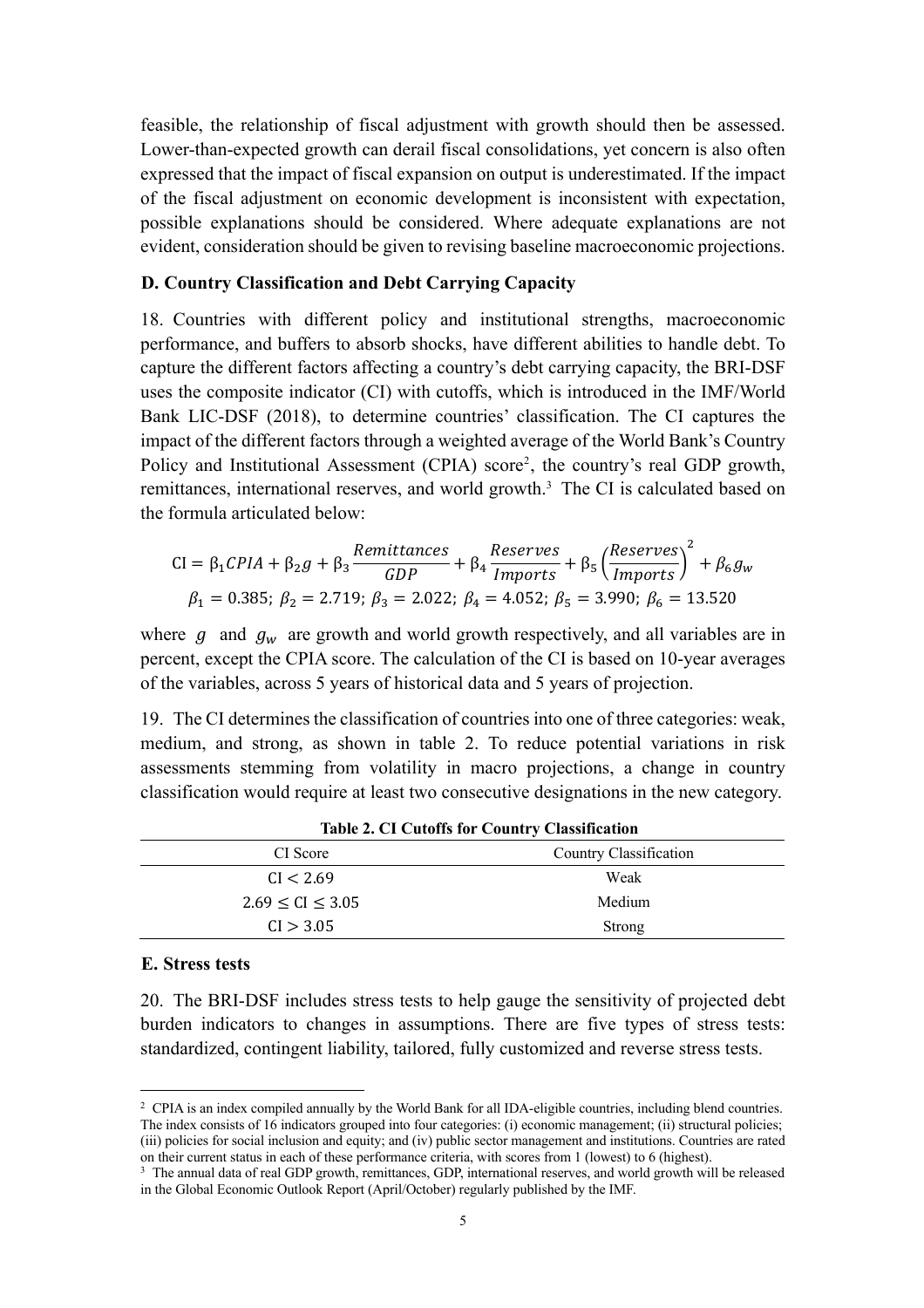feasible, the relationship of fiscal adjustment with growth should then be assessed. Lower-than-expected growth can derail fiscal consolidations, yet concern is also often expressed that the impact of fiscal expansion on output is underestimated. If the impact of the fiscal adjustment on economic development is inconsistent with expectation, possible explanations should be considered. Where adequate explanations are not evident, consideration should be given to revising baseline macroeconomic projections.

### D. Country Classification and Debt Carrying Capacity

18. Countries with different policy and institutional strengths, macroeconomic performance, and buffers to absorb shocks, have different abilities to handle debt. To capture the different factors affecting a country's debt carrying capacity, the BRI-DSF uses the composite indicator (CI) with cutoffs, which is introduced in the IMF/World Bank LIC-DSF (2018), to determine countries' classification. The CI captures the impact of the different factors through a weighted average of the World Bank's Country Policy and Institutional Assessment (CPIA) score[2], the country's real GDP growth, remittances, international reserves, and world growth.[3] The CI is calculated based on the formula articulated below:

$$\text{CI} = \beta_1 CPIA + \beta_2 g + \beta_3 \frac{Remittances}{GDP} + \beta_4 \frac{Reserves}{Imports} + \beta_5 \left(\frac{Reserves}{Imports}\right)^2 + \beta_6 g_w$$

$$\beta_1 = 0.385;\ \beta_2 = 2.719;\ \beta_3 = 2.022;\ \beta_4 = 4.052;\ \beta_5 = 3.990;\ \beta_6 = 13.520$$

where $g$ and $g_w$ are growth and world growth respectively, and all variables are in percent, except the CPIA score. The calculation of the CI is based on 10-year averages of the variables, across 5 years of historical data and 5 years of projection.

19. The CI determines the classification of countries into one of three categories: weak, medium, and strong, as shown in table 2. To reduce potential variations in risk assessments stemming from volatility in macro projections, a change in country classification would require at least two consecutive designations in the new category.

**Table 2. CI Cutoffs for Country Classification**

| CI Score | Country Classification |
|---|---|
| $\text{CI} < 2.69$ | Weak |
| $2.69 \leq \text{CI} \leq 3.05$ | Medium |
| $\text{CI} > 3.05$ | Strong |

### E. Stress tests

20. The BRI-DSF includes stress tests to help gauge the sensitivity of projected debt burden indicators to changes in assumptions. There are five types of stress tests: standardized, contingent liability, tailored, fully customized and reverse stress tests.

---

[2] CPIA is an index compiled annually by the World Bank for all IDA-eligible countries, including blend countries. The index consists of 16 indicators grouped into four categories: (i) economic management; (ii) structural policies; (iii) policies for social inclusion and equity; and (iv) public sector management and institutions. Countries are rated on their current status in each of these performance criteria, with scores from 1 (lowest) to 6 (highest).

[3] The annual data of real GDP growth, remittances, GDP, international reserves, and world growth will be released in the Global Economic Outlook Report (April/October) regularly published by the IMF.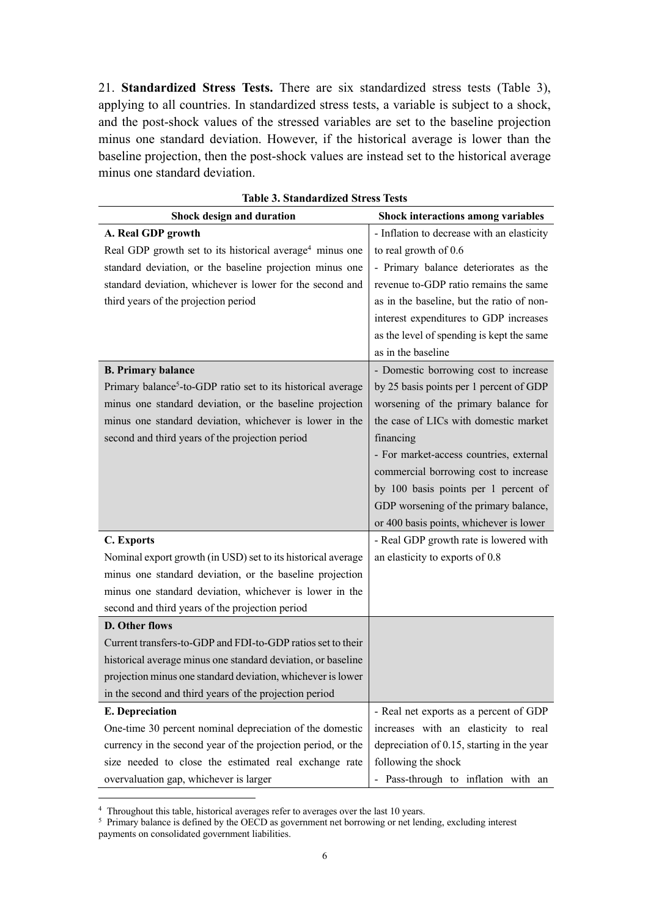21. **Standardized Stress Tests.** There are six standardized stress tests (Table 3), applying to all countries. In standardized stress tests, a variable is subject to a shock, and the post-shock values of the stressed variables are set to the baseline projection minus one standard deviation. However, if the historical average is lower than the baseline projection, then the post-shock values are instead set to the historical average minus one standard deviation.

**Table 3. Standardized Stress Tests**

| Shock design and duration | Shock interactions among variables |
|---|---|
| **A. Real GDP growth**<br>Real GDP growth set to its historical average[4] minus one standard deviation, or the baseline projection minus one standard deviation, whichever is lower for the second and third years of the projection period | - Inflation to decrease with an elasticity to real growth of 0.6<br>- Primary balance deteriorates as the revenue to-GDP ratio remains the same as in the baseline, but the ratio of non-interest expenditures to GDP increases as the level of spending is kept the same as in the baseline |
| **B. Primary balance**<br>Primary balance[5]-to-GDP ratio set to its historical average minus one standard deviation, or the baseline projection minus one standard deviation, whichever is lower in the second and third years of the projection period | - Domestic borrowing cost to increase by 25 basis points per 1 percent of GDP worsening of the primary balance for the case of LICs with domestic market financing<br>- For market-access countries, external commercial borrowing cost to increase by 100 basis points per 1 percent of GDP worsening of the primary balance, or 400 basis points, whichever is lower |
| **C. Exports**<br>Nominal export growth (in USD) set to its historical average minus one standard deviation, or the baseline projection minus one standard deviation, whichever is lower in the second and third years of the projection period | - Real GDP growth rate is lowered with an elasticity to exports of 0.8 |
| **D. Other flows**<br>Current transfers-to-GDP and FDI-to-GDP ratios set to their historical average minus one standard deviation, or baseline projection minus one standard deviation, whichever is lower in the second and third years of the projection period | |
| **E. Depreciation**<br>One-time 30 percent nominal depreciation of the domestic currency in the second year of the projection period, or the size needed to close the estimated real exchange rate overvaluation gap, whichever is larger | - Real net exports as a percent of GDP increases with an elasticity to real depreciation of 0.15, starting in the year following the shock<br>- Pass-through to inflation with an |

[4] Throughout this table, historical averages refer to averages over the last 10 years.

[5] Primary balance is defined by the OECD as government net borrowing or net lending, excluding interest payments on consolidated government liabilities.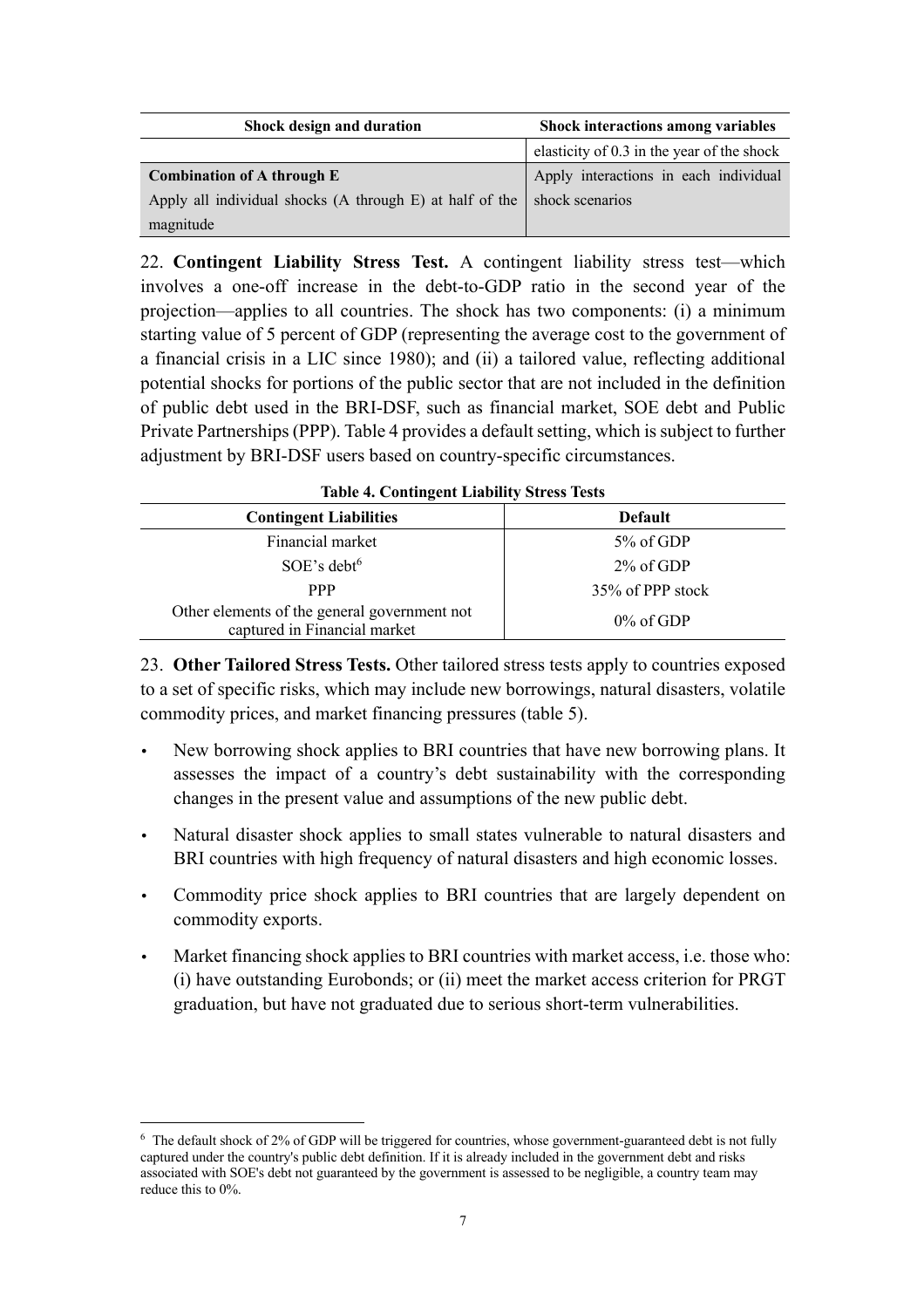| Shock design and duration | Shock interactions among variables |
|---|---|
| | elasticity of 0.3 in the year of the shock |
| **Combination of A through E**<br>Apply all individual shocks (A through E) at half of the magnitude | Apply interactions in each individual shock scenarios |

22. **Contingent Liability Stress Test.** A contingent liability stress test—which involves a one-off increase in the debt-to-GDP ratio in the second year of the projection—applies to all countries. The shock has two components: (i) a minimum starting value of 5 percent of GDP (representing the average cost to the government of a financial crisis in a LIC since 1980); and (ii) a tailored value, reflecting additional potential shocks for portions of the public sector that are not included in the definition of public debt used in the BRI-DSF, such as financial market, SOE debt and Public Private Partnerships (PPP). Table 4 provides a default setting, which is subject to further adjustment by BRI-DSF users based on country-specific circumstances.

**Table 4. Contingent Liability Stress Tests**

| Contingent Liabilities | Default |
|---|---|
| Financial market | 5% of GDP |
| SOE's debt[6] | 2% of GDP |
| PPP | 35% of PPP stock |
| Other elements of the general government not captured in Financial market | 0% of GDP |

23. **Other Tailored Stress Tests.** Other tailored stress tests apply to countries exposed to a set of specific risks, which may include new borrowings, natural disasters, volatile commodity prices, and market financing pressures (table 5).

- New borrowing shock applies to BRI countries that have new borrowing plans. It assesses the impact of a country's debt sustainability with the corresponding changes in the present value and assumptions of the new public debt.
- Natural disaster shock applies to small states vulnerable to natural disasters and BRI countries with high frequency of natural disasters and high economic losses.
- Commodity price shock applies to BRI countries that are largely dependent on commodity exports.
- Market financing shock applies to BRI countries with market access, i.e. those who: (i) have outstanding Eurobonds; or (ii) meet the market access criterion for PRGT graduation, but have not graduated due to serious short-term vulnerabilities.

[6] The default shock of 2% of GDP will be triggered for countries, whose government-guaranteed debt is not fully captured under the country's public debt definition. If it is already included in the government debt and risks associated with SOE's debt not guaranteed by the government is assessed to be negligible, a country team may reduce this to 0%.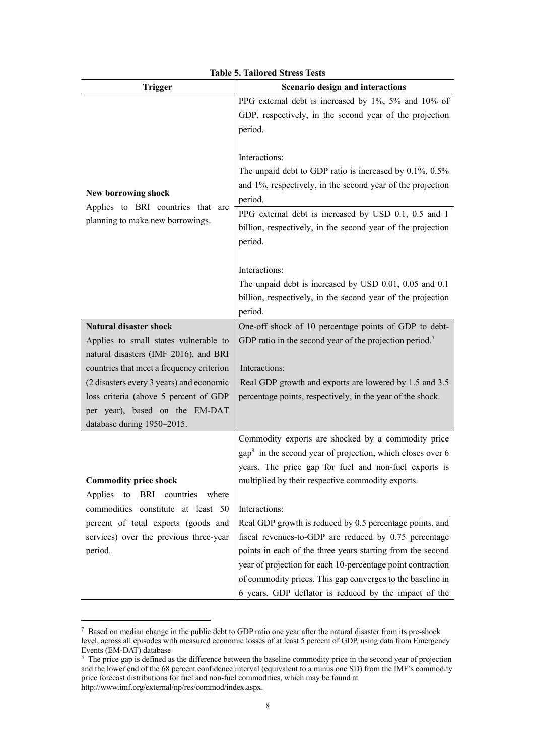**Table 5. Tailored Stress Tests**

| Trigger | Scenario design and interactions |
|---|---|
| **New borrowing shock**<br>Applies to BRI countries that are planning to make new borrowings. | PPG external debt is increased by 1%, 5% and 10% of GDP, respectively, in the second year of the projection period.<br><br>Interactions:<br>The unpaid debt to GDP ratio is increased by 0.1%, 0.5% and 1%, respectively, in the second year of the projection period. |
| | PPG external debt is increased by USD 0.1, 0.5 and 1 billion, respectively, in the second year of the projection period.<br><br>Interactions:<br>The unpaid debt is increased by USD 0.01, 0.05 and 0.1 billion, respectively, in the second year of the projection period. |
| **Natural disaster shock**<br>Applies to small states vulnerable to natural disasters (IMF 2016), and BRI countries that meet a frequency criterion (2 disasters every 3 years) and economic loss criteria (above 5 percent of GDP per year), based on the EM-DAT database during 1950–2015. | One-off shock of 10 percentage points of GDP to debt-GDP ratio in the second year of the projection period.[7]<br><br>Interactions:<br>Real GDP growth and exports are lowered by 1.5 and 3.5 percentage points, respectively, in the year of the shock. |
| **Commodity price shock**<br>Applies to BRI countries where commodities constitute at least 50 percent of total exports (goods and services) over the previous three-year period. | Commodity exports are shocked by a commodity price gap[8] in the second year of projection, which closes over 6 years. The price gap for fuel and non-fuel exports is multiplied by their respective commodity exports.<br><br>Interactions:<br>Real GDP growth is reduced by 0.5 percentage points, and fiscal revenues-to-GDP are reduced by 0.75 percentage points in each of the three years starting from the second year of projection for each 10-percentage point contraction of commodity prices. This gap converges to the baseline in 6 years. GDP deflator is reduced by the impact of the |

[7] Based on median change in the public debt to GDP ratio one year after the natural disaster from its pre-shock level, across all episodes with measured economic losses of at least 5 percent of GDP, using data from Emergency Events (EM-DAT) database

[8] The price gap is defined as the difference between the baseline commodity price in the second year of projection and the lower end of the 68 percent confidence interval (equivalent to a minus one SD) from the IMF's commodity price forecast distributions for fuel and non-fuel commodities, which may be found at http://www.imf.org/external/np/res/commod/index.aspx.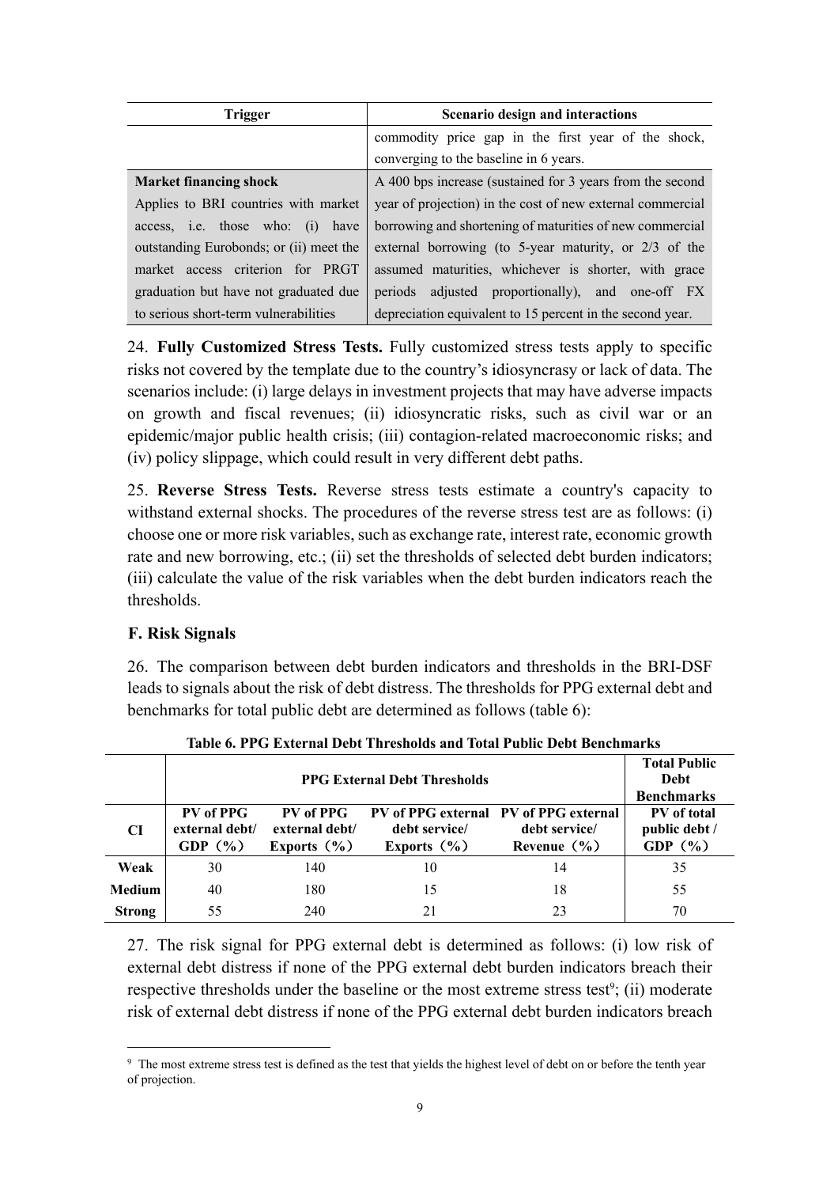| Trigger | Scenario design and interactions |
| --- | --- |
| | commodity price gap in the first year of the shock, converging to the baseline in 6 years. |
| **Market financing shock** Applies to BRI countries with market access, i.e. those who: (i) have outstanding Eurobonds; or (ii) meet the market access criterion for PRGT graduation but have not graduated due to serious short-term vulnerabilities | A 400 bps increase (sustained for 3 years from the second year of projection) in the cost of new external commercial borrowing and shortening of maturities of new commercial external borrowing (to 5-year maturity, or 2/3 of the assumed maturities, whichever is shorter, with grace periods adjusted proportionally), and one-off FX depreciation equivalent to 15 percent in the second year. |

24. **Fully Customized Stress Tests.** Fully customized stress tests apply to specific risks not covered by the template due to the country's idiosyncrasy or lack of data. The scenarios include: (i) large delays in investment projects that may have adverse impacts on growth and fiscal revenues; (ii) idiosyncratic risks, such as civil war or an epidemic/major public health crisis; (iii) contagion-related macroeconomic risks; and (iv) policy slippage, which could result in very different debt paths.

25. **Reverse Stress Tests.** Reverse stress tests estimate a country's capacity to withstand external shocks. The procedures of the reverse stress test are as follows: (i) choose one or more risk variables, such as exchange rate, interest rate, economic growth rate and new borrowing, etc.; (ii) set the thresholds of selected debt burden indicators; (iii) calculate the value of the risk variables when the debt burden indicators reach the thresholds.

### F. Risk Signals

26. The comparison between debt burden indicators and thresholds in the BRI-DSF leads to signals about the risk of debt distress. The thresholds for PPG external debt and benchmarks for total public debt are determined as follows (table 6):

**Table 6. PPG External Debt Thresholds and Total Public Debt Benchmarks**

| | PPG External Debt Thresholds | | | | Total Public Debt Benchmarks |
| --- | --- | --- | --- | --- | --- |
| **CI** | **PV of PPG external debt/ GDP（%）** | **PV of PPG external debt/ Exports（%）** | **PV of PPG external debt service/ Exports（%）** | **PV of PPG external debt service/ Revenue（%）** | **PV of total public debt / GDP（%）** |
| **Weak** | 30 | 140 | 10 | 14 | 35 |
| **Medium** | 40 | 180 | 15 | 18 | 55 |
| **Strong** | 55 | 240 | 21 | 23 | 70 |

27. The risk signal for PPG external debt is determined as follows: (i) low risk of external debt distress if none of the PPG external debt burden indicators breach their respective thresholds under the baseline or the most extreme stress test[9]; (ii) moderate risk of external debt distress if none of the PPG external debt burden indicators breach

[9] The most extreme stress test is defined as the test that yields the highest level of debt on or before the tenth year of projection.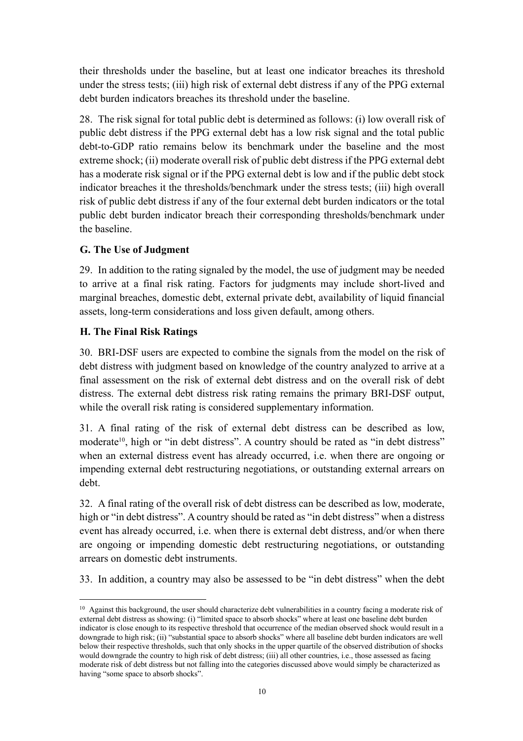their thresholds under the baseline, but at least one indicator breaches its threshold under the stress tests; (iii) high risk of external debt distress if any of the PPG external debt burden indicators breaches its threshold under the baseline.

28. The risk signal for total public debt is determined as follows: (i) low overall risk of public debt distress if the PPG external debt has a low risk signal and the total public debt-to-GDP ratio remains below its benchmark under the baseline and the most extreme shock; (ii) moderate overall risk of public debt distress if the PPG external debt has a moderate risk signal or if the PPG external debt is low and if the public debt stock indicator breaches it the thresholds/benchmark under the stress tests; (iii) high overall risk of public debt distress if any of the four external debt burden indicators or the total public debt burden indicator breach their corresponding thresholds/benchmark under the baseline.

### G. The Use of Judgment

29. In addition to the rating signaled by the model, the use of judgment may be needed to arrive at a final risk rating. Factors for judgments may include short-lived and marginal breaches, domestic debt, external private debt, availability of liquid financial assets, long-term considerations and loss given default, among others.

### H. The Final Risk Ratings

30. BRI-DSF users are expected to combine the signals from the model on the risk of debt distress with judgment based on knowledge of the country analyzed to arrive at a final assessment on the risk of external debt distress and on the overall risk of debt distress. The external debt distress risk rating remains the primary BRI-DSF output, while the overall risk rating is considered supplementary information.

31. A final rating of the risk of external debt distress can be described as low, moderate[10], high or "in debt distress". A country should be rated as "in debt distress" when an external distress event has already occurred, i.e. when there are ongoing or impending external debt restructuring negotiations, or outstanding external arrears on debt.

32. A final rating of the overall risk of debt distress can be described as low, moderate, high or "in debt distress". A country should be rated as "in debt distress" when a distress event has already occurred, i.e. when there is external debt distress, and/or when there are ongoing or impending domestic debt restructuring negotiations, or outstanding arrears on domestic debt instruments.

33. In addition, a country may also be assessed to be "in debt distress" when the debt

---

[10] Against this background, the user should characterize debt vulnerabilities in a country facing a moderate risk of external debt distress as showing: (i) "limited space to absorb shocks" where at least one baseline debt burden indicator is close enough to its respective threshold that occurrence of the median observed shock would result in a downgrade to high risk; (ii) "substantial space to absorb shocks" where all baseline debt burden indicators are well below their respective thresholds, such that only shocks in the upper quartile of the observed distribution of shocks would downgrade the country to high risk of debt distress; (iii) all other countries, i.e., those assessed as facing moderate risk of debt distress but not falling into the categories discussed above would simply be characterized as having "some space to absorb shocks".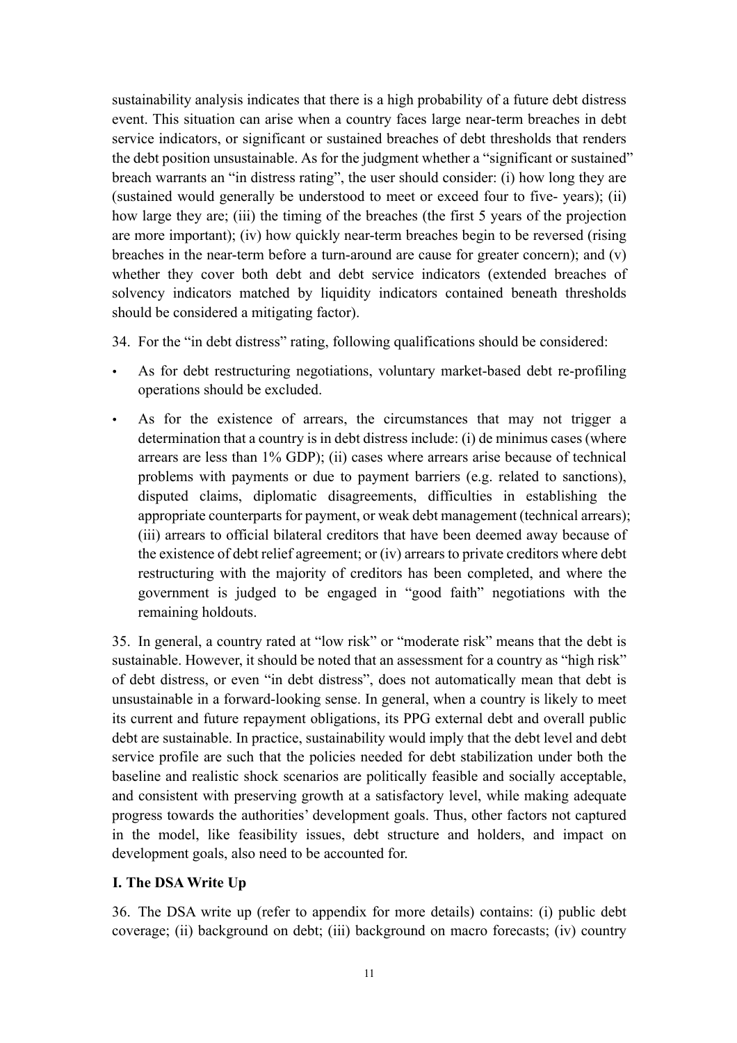sustainability analysis indicates that there is a high probability of a future debt distress event. This situation can arise when a country faces large near-term breaches in debt service indicators, or significant or sustained breaches of debt thresholds that renders the debt position unsustainable. As for the judgment whether a "significant or sustained" breach warrants an "in distress rating", the user should consider: (i) how long they are (sustained would generally be understood to meet or exceed four to five- years); (ii) how large they are; (iii) the timing of the breaches (the first 5 years of the projection are more important); (iv) how quickly near-term breaches begin to be reversed (rising breaches in the near-term before a turn-around are cause for greater concern); and (v) whether they cover both debt and debt service indicators (extended breaches of solvency indicators matched by liquidity indicators contained beneath thresholds should be considered a mitigating factor).

34. For the "in debt distress" rating, following qualifications should be considered:

- As for debt restructuring negotiations, voluntary market-based debt re-profiling operations should be excluded.
- As for the existence of arrears, the circumstances that may not trigger a determination that a country is in debt distress include: (i) de minimus cases (where arrears are less than 1% GDP); (ii) cases where arrears arise because of technical problems with payments or due to payment barriers (e.g. related to sanctions), disputed claims, diplomatic disagreements, difficulties in establishing the appropriate counterparts for payment, or weak debt management (technical arrears); (iii) arrears to official bilateral creditors that have been deemed away because of the existence of debt relief agreement; or (iv) arrears to private creditors where debt restructuring with the majority of creditors has been completed, and where the government is judged to be engaged in "good faith" negotiations with the remaining holdouts.

35. In general, a country rated at "low risk" or "moderate risk" means that the debt is sustainable. However, it should be noted that an assessment for a country as "high risk" of debt distress, or even "in debt distress", does not automatically mean that debt is unsustainable in a forward-looking sense. In general, when a country is likely to meet its current and future repayment obligations, its PPG external debt and overall public debt are sustainable. In practice, sustainability would imply that the debt level and debt service profile are such that the policies needed for debt stabilization under both the baseline and realistic shock scenarios are politically feasible and socially acceptable, and consistent with preserving growth at a satisfactory level, while making adequate progress towards the authorities' development goals. Thus, other factors not captured in the model, like feasibility issues, debt structure and holders, and impact on development goals, also need to be accounted for.

## I. The DSA Write Up

36. The DSA write up (refer to appendix for more details) contains: (i) public debt coverage; (ii) background on debt; (iii) background on macro forecasts; (iv) country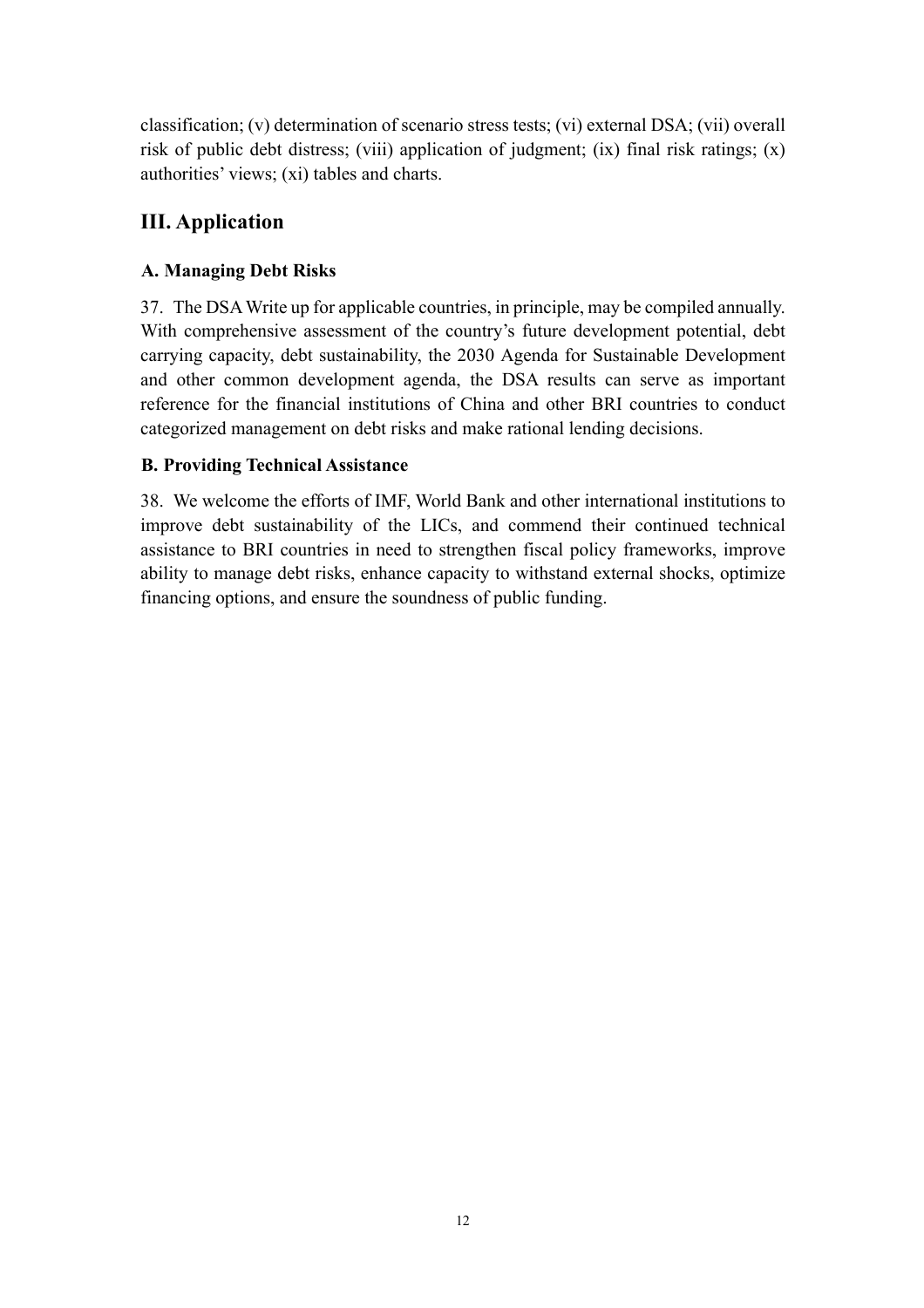classification; (v) determination of scenario stress tests; (vi) external DSA; (vii) overall risk of public debt distress; (viii) application of judgment; (ix) final risk ratings; (x) authorities' views; (xi) tables and charts.

## III. Application

### A. Managing Debt Risks

37. The DSA Write up for applicable countries, in principle, may be compiled annually. With comprehensive assessment of the country's future development potential, debt carrying capacity, debt sustainability, the 2030 Agenda for Sustainable Development and other common development agenda, the DSA results can serve as important reference for the financial institutions of China and other BRI countries to conduct categorized management on debt risks and make rational lending decisions.

### B. Providing Technical Assistance

38. We welcome the efforts of IMF, World Bank and other international institutions to improve debt sustainability of the LICs, and commend their continued technical assistance to BRI countries in need to strengthen fiscal policy frameworks, improve ability to manage debt risks, enhance capacity to withstand external shocks, optimize financing options, and ensure the soundness of public funding.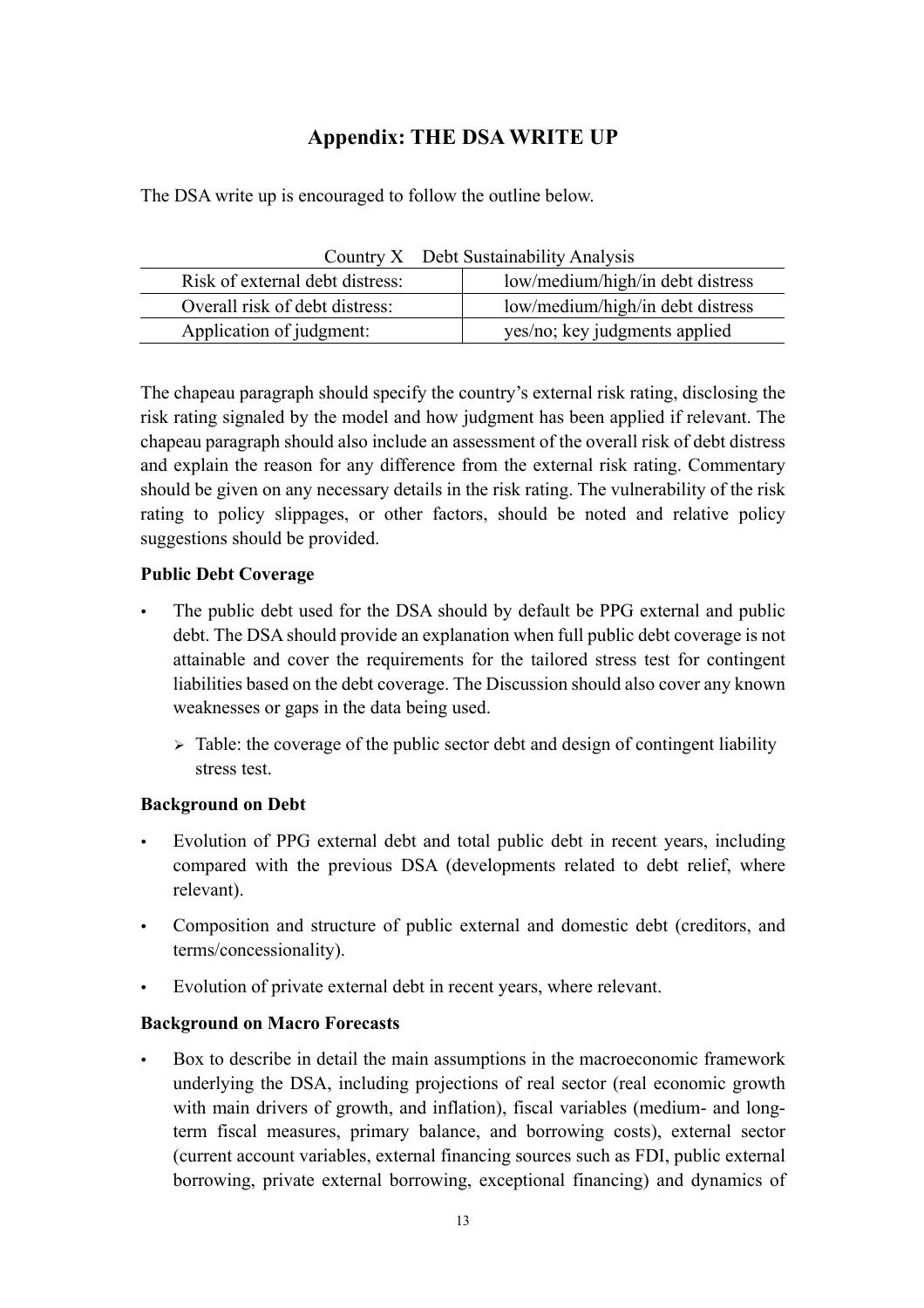## Appendix: THE DSA WRITE UP

The DSA write up is encouraged to follow the outline below.

| Country X Debt Sustainability Analysis | |
|---|---|
| Risk of external debt distress: | low/medium/high/in debt distress |
| Overall risk of debt distress: | low/medium/high/in debt distress |
| Application of judgment: | yes/no; key judgments applied |

The chapeau paragraph should specify the country's external risk rating, disclosing the risk rating signaled by the model and how judgment has been applied if relevant. The chapeau paragraph should also include an assessment of the overall risk of debt distress and explain the reason for any difference from the external risk rating. Commentary should be given on any necessary details in the risk rating. The vulnerability of the risk rating to policy slippages, or other factors, should be noted and relative policy suggestions should be provided.

**Public Debt Coverage**

- The public debt used for the DSA should by default be PPG external and public debt. The DSA should provide an explanation when full public debt coverage is not attainable and cover the requirements for the tailored stress test for contingent liabilities based on the debt coverage. The Discussion should also cover any known weaknesses or gaps in the data being used.
  - Table: the coverage of the public sector debt and design of contingent liability stress test.

**Background on Debt**

- Evolution of PPG external debt and total public debt in recent years, including compared with the previous DSA (developments related to debt relief, where relevant).
- Composition and structure of public external and domestic debt (creditors, and terms/concessionality).
- Evolution of private external debt in recent years, where relevant.

**Background on Macro Forecasts**

- Box to describe in detail the main assumptions in the macroeconomic framework underlying the DSA, including projections of real sector (real economic growth with main drivers of growth, and inflation), fiscal variables (medium- and long-term fiscal measures, primary balance, and borrowing costs), external sector (current account variables, external financing sources such as FDI, public external borrowing, private external borrowing, exceptional financing) and dynamics of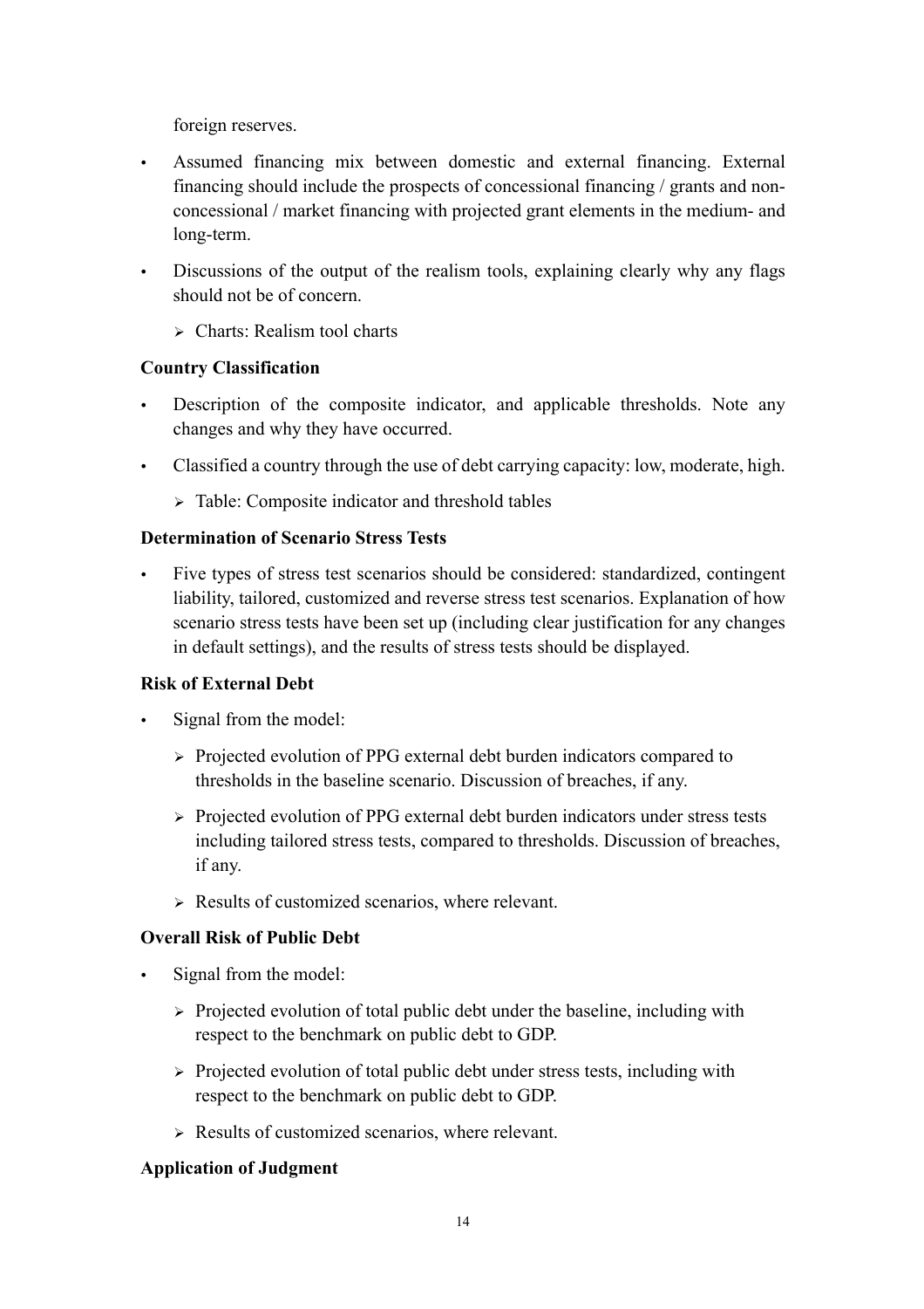foreign reserves.

- Assumed financing mix between domestic and external financing. External financing should include the prospects of concessional financing / grants and non-concessional / market financing with projected grant elements in the medium- and long-term.
- Discussions of the output of the realism tools, explaining clearly why any flags should not be of concern.
  - Charts: Realism tool charts

**Country Classification**

- Description of the composite indicator, and applicable thresholds. Note any changes and why they have occurred.
- Classified a country through the use of debt carrying capacity: low, moderate, high.
  - Table: Composite indicator and threshold tables

**Determination of Scenario Stress Tests**

- Five types of stress test scenarios should be considered: standardized, contingent liability, tailored, customized and reverse stress test scenarios. Explanation of how scenario stress tests have been set up (including clear justification for any changes in default settings), and the results of stress tests should be displayed.

**Risk of External Debt**

- Signal from the model:
  - Projected evolution of PPG external debt burden indicators compared to thresholds in the baseline scenario. Discussion of breaches, if any.
  - Projected evolution of PPG external debt burden indicators under stress tests including tailored stress tests, compared to thresholds. Discussion of breaches, if any.
  - Results of customized scenarios, where relevant.

**Overall Risk of Public Debt**

- Signal from the model:
  - Projected evolution of total public debt under the baseline, including with respect to the benchmark on public debt to GDP.
  - Projected evolution of total public debt under stress tests, including with respect to the benchmark on public debt to GDP.
  - Results of customized scenarios, where relevant.

**Application of Judgment**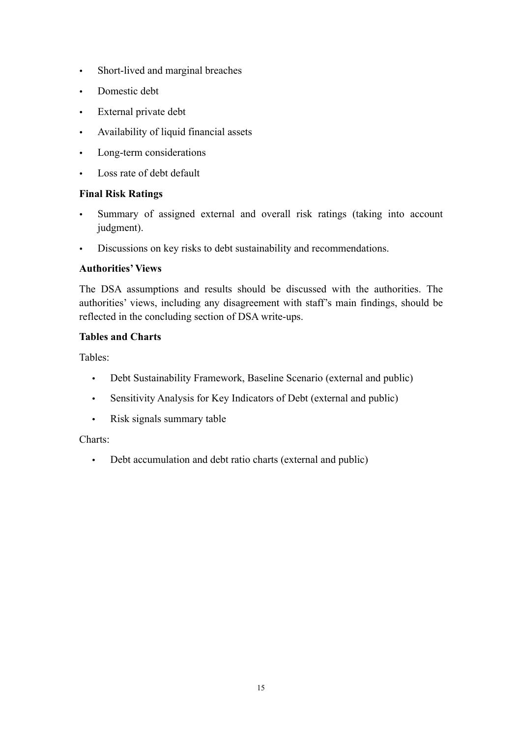- Short-lived and marginal breaches
- Domestic debt
- External private debt
- Availability of liquid financial assets
- Long-term considerations
- Loss rate of debt default

**Final Risk Ratings**

- Summary of assigned external and overall risk ratings (taking into account judgment).
- Discussions on key risks to debt sustainability and recommendations.

**Authorities' Views**

The DSA assumptions and results should be discussed with the authorities. The authorities' views, including any disagreement with staff's main findings, should be reflected in the concluding section of DSA write-ups.

**Tables and Charts**

Tables:

- Debt Sustainability Framework, Baseline Scenario (external and public)
- Sensitivity Analysis for Key Indicators of Debt (external and public)
- Risk signals summary table

Charts:

- Debt accumulation and debt ratio charts (external and public)